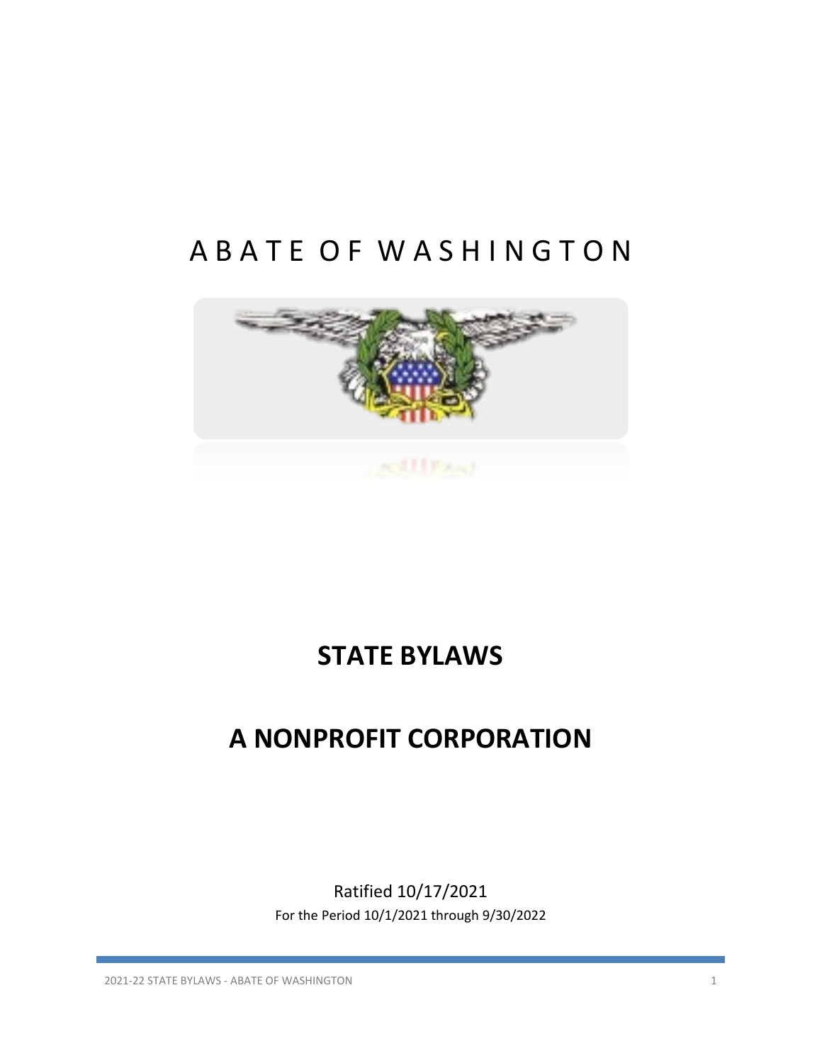# ABATE OF WASHINGTON

# STATE BYLAWS

# A NONPROFIT CORPORATION

Ratified 10/17/2021

For the Period 10/1/2021 through 9/30/2022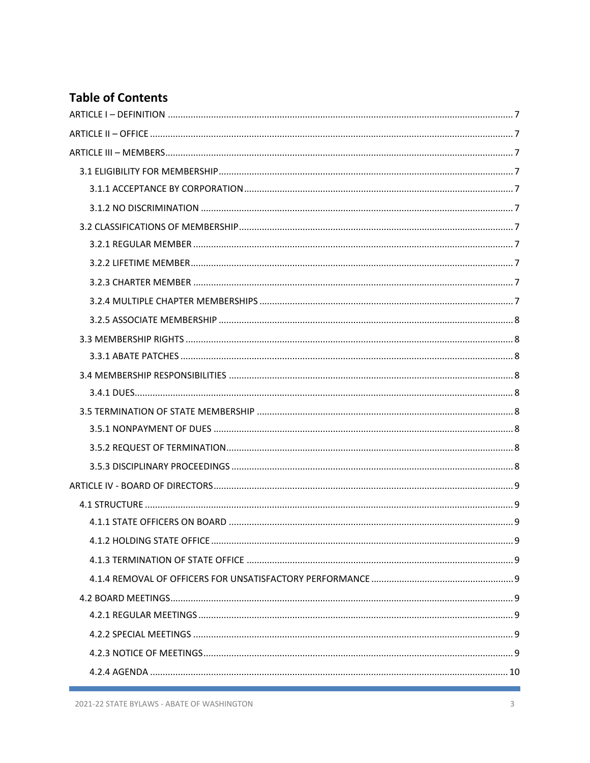## Table of Contents

ARTICLE I – DEFINITION ..... 7

ARTICLE II – OFFICE ..... 7

ARTICLE III – MEMBERS ..... 7

- 3.1 ELIGIBILITY FOR MEMBERSHIP ..... 7
  - 3.1.1 ACCEPTANCE BY CORPORATION ..... 7
  - 3.1.2 NO DISCRIMINATION ..... 7
- 3.2 CLASSIFICATIONS OF MEMBERSHIP ..... 7
  - 3.2.1 REGULAR MEMBER ..... 7
  - 3.2.2 LIFETIME MEMBER ..... 7
  - 3.2.3 CHARTER MEMBER ..... 7
  - 3.2.4 MULTIPLE CHAPTER MEMBERSHIPS ..... 7
  - 3.2.5 ASSOCIATE MEMBERSHIP ..... 8
- 3.3 MEMBERSHIP RIGHTS ..... 8
  - 3.3.1 ABATE PATCHES ..... 8
- 3.4 MEMBERSHIP RESPONSIBILITIES ..... 8
  - 3.4.1 DUES ..... 8
- 3.5 TERMINATION OF STATE MEMBERSHIP ..... 8
  - 3.5.1 NONPAYMENT OF DUES ..... 8
  - 3.5.2 REQUEST OF TERMINATION ..... 8
  - 3.5.3 DISCIPLINARY PROCEEDINGS ..... 8

ARTICLE IV - BOARD OF DIRECTORS ..... 9

- 4.1 STRUCTURE ..... 9
  - 4.1.1 STATE OFFICERS ON BOARD ..... 9
  - 4.1.2 HOLDING STATE OFFICE ..... 9
  - 4.1.3 TERMINATION OF STATE OFFICE ..... 9
  - 4.1.4 REMOVAL OF OFFICERS FOR UNSATISFACTORY PERFORMANCE ..... 9
- 4.2 BOARD MEETINGS ..... 9
  - 4.2.1 REGULAR MEETINGS ..... 9
  - 4.2.2 SPECIAL MEETINGS ..... 9
  - 4.2.3 NOTICE OF MEETINGS ..... 9
  - 4.2.4 AGENDA ..... 10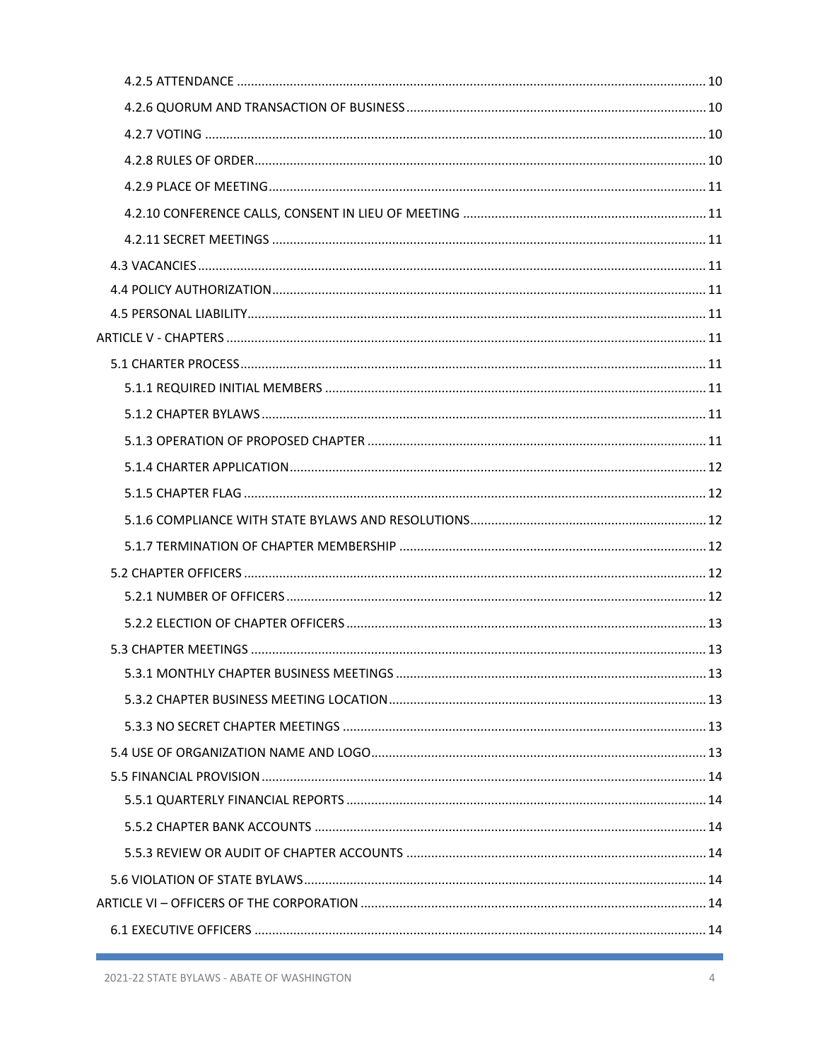4.2.5 ATTENDANCE ..... 10

4.2.6 QUORUM AND TRANSACTION OF BUSINESS ..... 10

4.2.7 VOTING ..... 10

4.2.8 RULES OF ORDER ..... 10

4.2.9 PLACE OF MEETING ..... 11

4.2.10 CONFERENCE CALLS, CONSENT IN LIEU OF MEETING ..... 11

4.2.11 SECRET MEETINGS ..... 11

4.3 VACANCIES ..... 11

4.4 POLICY AUTHORIZATION ..... 11

4.5 PERSONAL LIABILITY ..... 11

ARTICLE V - CHAPTERS ..... 11

5.1 CHARTER PROCESS ..... 11

5.1.1 REQUIRED INITIAL MEMBERS ..... 11

5.1.2 CHAPTER BYLAWS ..... 11

5.1.3 OPERATION OF PROPOSED CHAPTER ..... 11

5.1.4 CHARTER APPLICATION ..... 12

5.1.5 CHAPTER FLAG ..... 12

5.1.6 COMPLIANCE WITH STATE BYLAWS AND RESOLUTIONS ..... 12

5.1.7 TERMINATION OF CHAPTER MEMBERSHIP ..... 12

5.2 CHAPTER OFFICERS ..... 12

5.2.1 NUMBER OF OFFICERS ..... 12

5.2.2 ELECTION OF CHAPTER OFFICERS ..... 13

5.3 CHAPTER MEETINGS ..... 13

5.3.1 MONTHLY CHAPTER BUSINESS MEETINGS ..... 13

5.3.2 CHAPTER BUSINESS MEETING LOCATION ..... 13

5.3.3 NO SECRET CHAPTER MEETINGS ..... 13

5.4 USE OF ORGANIZATION NAME AND LOGO ..... 13

5.5 FINANCIAL PROVISION ..... 14

5.5.1 QUARTERLY FINANCIAL REPORTS ..... 14

5.5.2 CHAPTER BANK ACCOUNTS ..... 14

5.5.3 REVIEW OR AUDIT OF CHAPTER ACCOUNTS ..... 14

5.6 VIOLATION OF STATE BYLAWS ..... 14

ARTICLE VI – OFFICERS OF THE CORPORATION ..... 14

6.1 EXECUTIVE OFFICERS ..... 14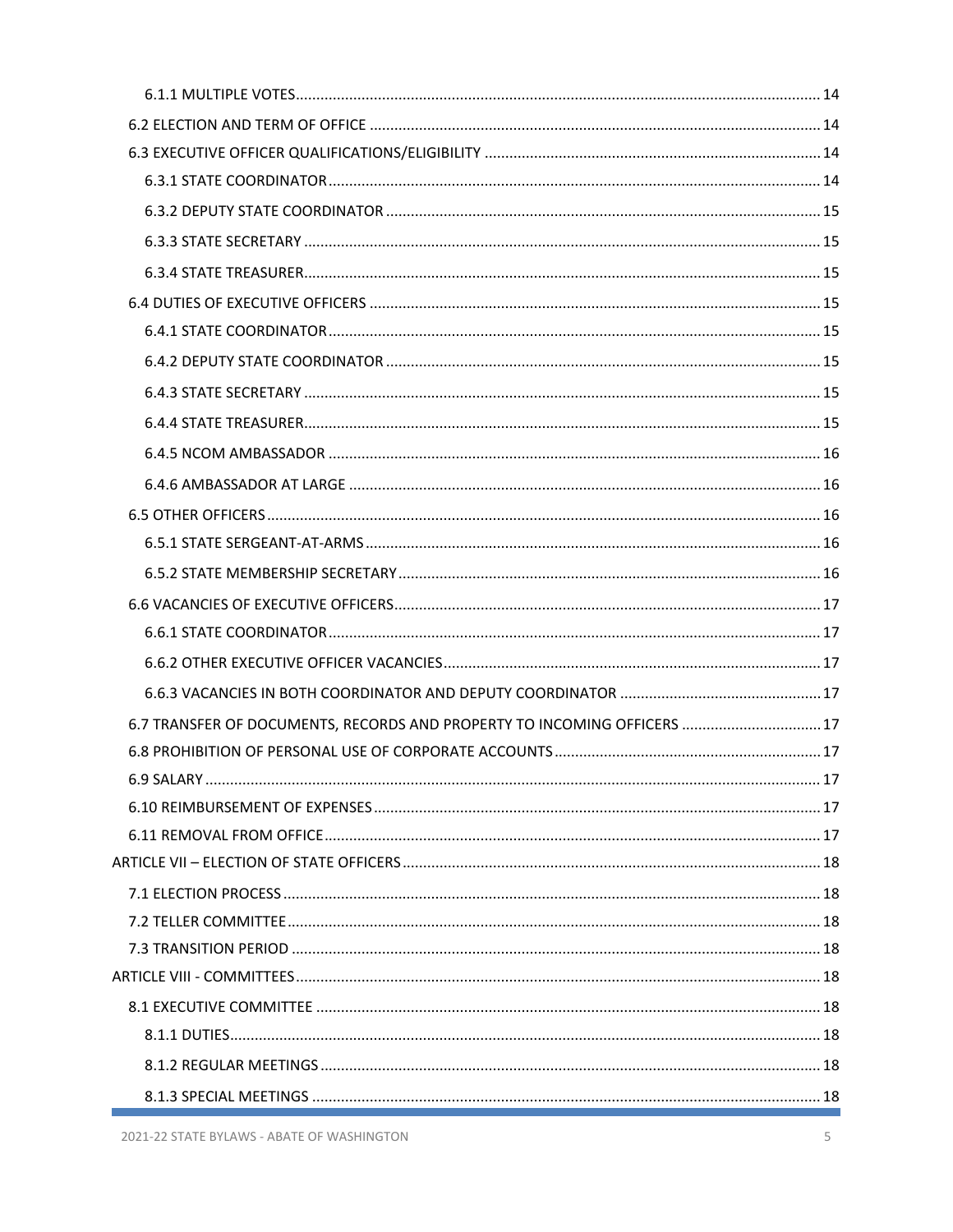- 6.1.1 MULTIPLE VOTES ........ 14
- 6.2 ELECTION AND TERM OF OFFICE ........ 14
- 6.3 EXECUTIVE OFFICER QUALIFICATIONS/ELIGIBILITY ........ 14
  - 6.3.1 STATE COORDINATOR ........ 14
  - 6.3.2 DEPUTY STATE COORDINATOR ........ 15
  - 6.3.3 STATE SECRETARY ........ 15
  - 6.3.4 STATE TREASURER ........ 15
- 6.4 DUTIES OF EXECUTIVE OFFICERS ........ 15
  - 6.4.1 STATE COORDINATOR ........ 15
  - 6.4.2 DEPUTY STATE COORDINATOR ........ 15
  - 6.4.3 STATE SECRETARY ........ 15
  - 6.4.4 STATE TREASURER ........ 15
  - 6.4.5 NCOM AMBASSADOR ........ 16
  - 6.4.6 AMBASSADOR AT LARGE ........ 16
- 6.5 OTHER OFFICERS ........ 16
  - 6.5.1 STATE SERGEANT-AT-ARMS ........ 16
  - 6.5.2 STATE MEMBERSHIP SECRETARY ........ 16
- 6.6 VACANCIES OF EXECUTIVE OFFICERS ........ 17
  - 6.6.1 STATE COORDINATOR ........ 17
  - 6.6.2 OTHER EXECUTIVE OFFICER VACANCIES ........ 17
  - 6.6.3 VACANCIES IN BOTH COORDINATOR AND DEPUTY COORDINATOR ........ 17
- 6.7 TRANSFER OF DOCUMENTS, RECORDS AND PROPERTY TO INCOMING OFFICERS ........ 17
- 6.8 PROHIBITION OF PERSONAL USE OF CORPORATE ACCOUNTS ........ 17
- 6.9 SALARY ........ 17
- 6.10 REIMBURSEMENT OF EXPENSES ........ 17
- 6.11 REMOVAL FROM OFFICE ........ 17

ARTICLE VII – ELECTION OF STATE OFFICERS ........ 18

- 7.1 ELECTION PROCESS ........ 18
- 7.2 TELLER COMMITTEE ........ 18
- 7.3 TRANSITION PERIOD ........ 18

ARTICLE VIII - COMMITTEES ........ 18

- 8.1 EXECUTIVE COMMITTEE ........ 18
  - 8.1.1 DUTIES ........ 18
  - 8.1.2 REGULAR MEETINGS ........ 18
  - 8.1.3 SPECIAL MEETINGS ........ 18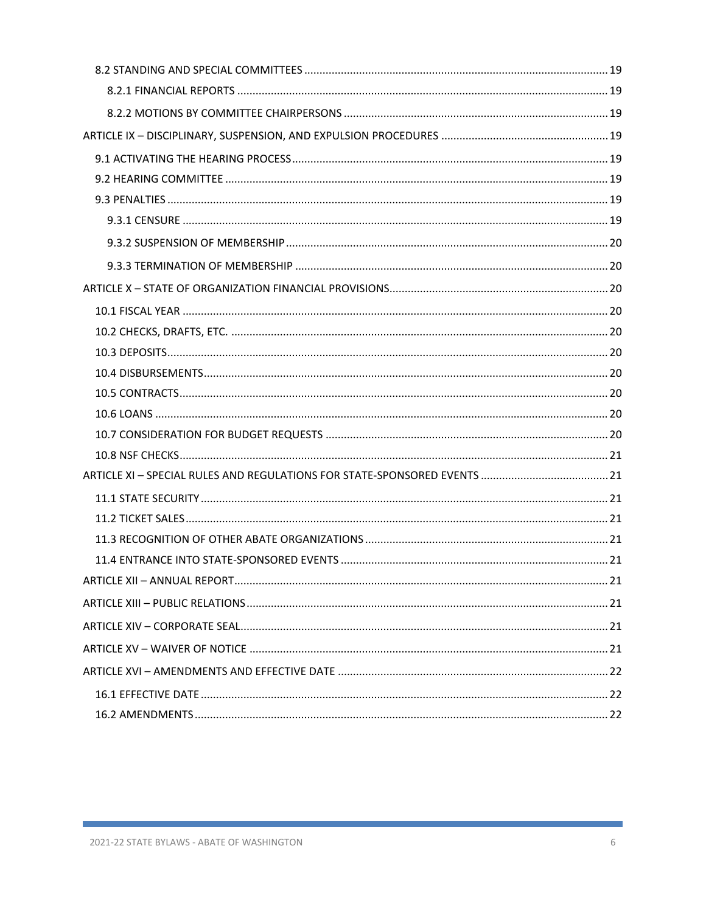8.2 STANDING AND SPECIAL COMMITTEES ........................................ 19

8.2.1 FINANCIAL REPORTS ........................................ 19

8.2.2 MOTIONS BY COMMITTEE CHAIRPERSONS ........................................ 19

ARTICLE IX – DISCIPLINARY, SUSPENSION, AND EXPULSION PROCEDURES ........................................ 19

9.1 ACTIVATING THE HEARING PROCESS ........................................ 19

9.2 HEARING COMMITTEE ........................................ 19

9.3 PENALTIES ........................................ 19

9.3.1 CENSURE ........................................ 19

9.3.2 SUSPENSION OF MEMBERSHIP ........................................ 20

9.3.3 TERMINATION OF MEMBERSHIP ........................................ 20

ARTICLE X – STATE OF ORGANIZATION FINANCIAL PROVISIONS ........................................ 20

10.1 FISCAL YEAR ........................................ 20

10.2 CHECKS, DRAFTS, ETC. ........................................ 20

10.3 DEPOSITS ........................................ 20

10.4 DISBURSEMENTS ........................................ 20

10.5 CONTRACTS ........................................ 20

10.6 LOANS ........................................ 20

10.7 CONSIDERATION FOR BUDGET REQUESTS ........................................ 20

10.8 NSF CHECKS ........................................ 21

ARTICLE XI – SPECIAL RULES AND REGULATIONS FOR STATE-SPONSORED EVENTS ........................................ 21

11.1 STATE SECURITY ........................................ 21

11.2 TICKET SALES ........................................ 21

11.3 RECOGNITION OF OTHER ABATE ORGANIZATIONS ........................................ 21

11.4 ENTRANCE INTO STATE-SPONSORED EVENTS ........................................ 21

ARTICLE XII – ANNUAL REPORT ........................................ 21

ARTICLE XIII – PUBLIC RELATIONS ........................................ 21

ARTICLE XIV – CORPORATE SEAL ........................................ 21

ARTICLE XV – WAIVER OF NOTICE ........................................ 21

ARTICLE XVI – AMENDMENTS AND EFFECTIVE DATE ........................................ 22

16.1 EFFECTIVE DATE ........................................ 22

16.2 AMENDMENTS ........................................ 22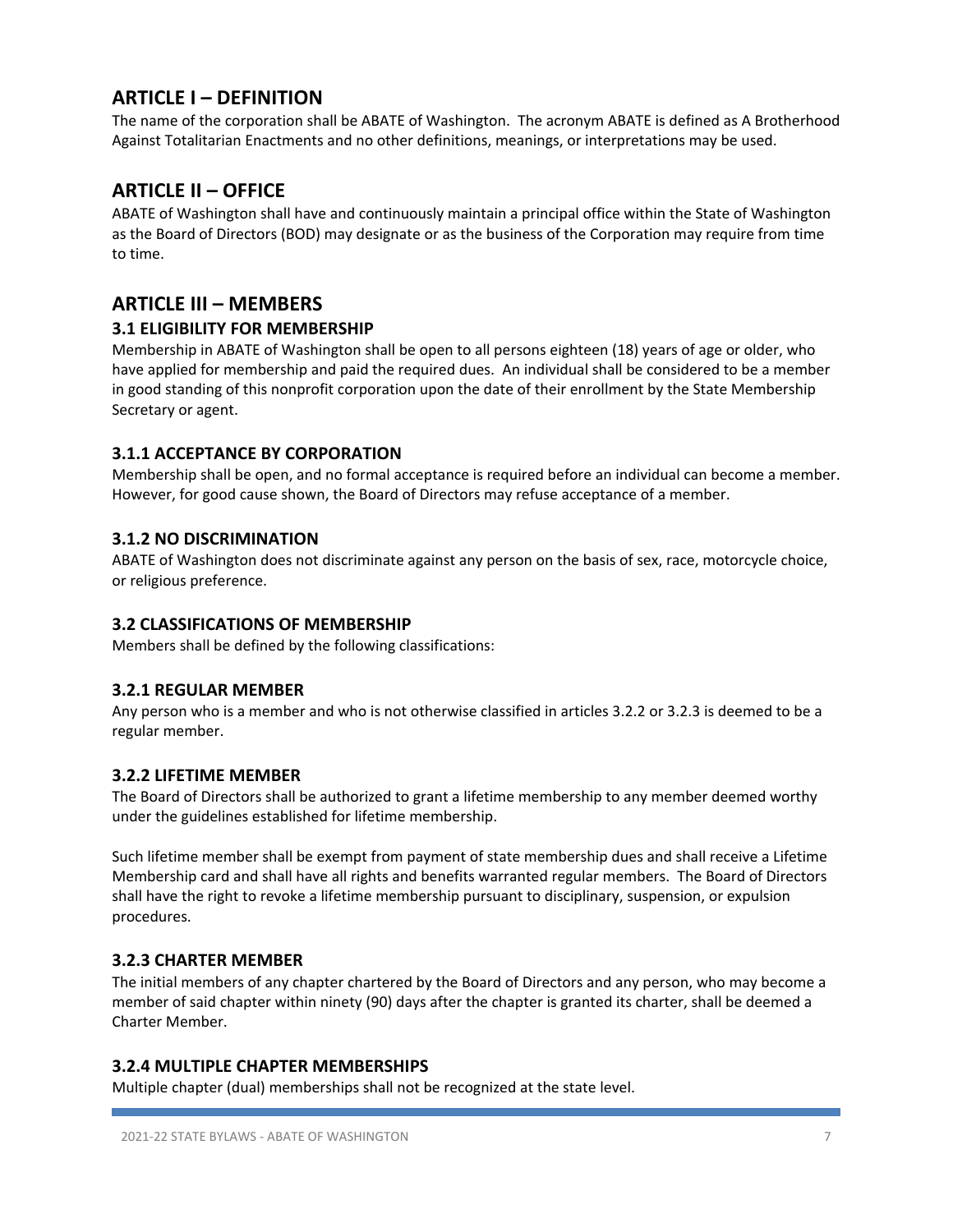## ARTICLE I – DEFINITION

The name of the corporation shall be ABATE of Washington. The acronym ABATE is defined as A Brotherhood Against Totalitarian Enactments and no other definitions, meanings, or interpretations may be used.

## ARTICLE II – OFFICE

ABATE of Washington shall have and continuously maintain a principal office within the State of Washington as the Board of Directors (BOD) may designate or as the business of the Corporation may require from time to time.

## ARTICLE III – MEMBERS

### 3.1 ELIGIBILITY FOR MEMBERSHIP

Membership in ABATE of Washington shall be open to all persons eighteen (18) years of age or older, who have applied for membership and paid the required dues. An individual shall be considered to be a member in good standing of this nonprofit corporation upon the date of their enrollment by the State Membership Secretary or agent.

### 3.1.1 ACCEPTANCE BY CORPORATION

Membership shall be open, and no formal acceptance is required before an individual can become a member. However, for good cause shown, the Board of Directors may refuse acceptance of a member.

### 3.1.2 NO DISCRIMINATION

ABATE of Washington does not discriminate against any person on the basis of sex, race, motorcycle choice, or religious preference.

### 3.2 CLASSIFICATIONS OF MEMBERSHIP

Members shall be defined by the following classifications:

### 3.2.1 REGULAR MEMBER

Any person who is a member and who is not otherwise classified in articles 3.2.2 or 3.2.3 is deemed to be a regular member.

### 3.2.2 LIFETIME MEMBER

The Board of Directors shall be authorized to grant a lifetime membership to any member deemed worthy under the guidelines established for lifetime membership.

Such lifetime member shall be exempt from payment of state membership dues and shall receive a Lifetime Membership card and shall have all rights and benefits warranted regular members. The Board of Directors shall have the right to revoke a lifetime membership pursuant to disciplinary, suspension, or expulsion procedures.

### 3.2.3 CHARTER MEMBER

The initial members of any chapter chartered by the Board of Directors and any person, who may become a member of said chapter within ninety (90) days after the chapter is granted its charter, shall be deemed a Charter Member.

### 3.2.4 MULTIPLE CHAPTER MEMBERSHIPS

Multiple chapter (dual) memberships shall not be recognized at the state level.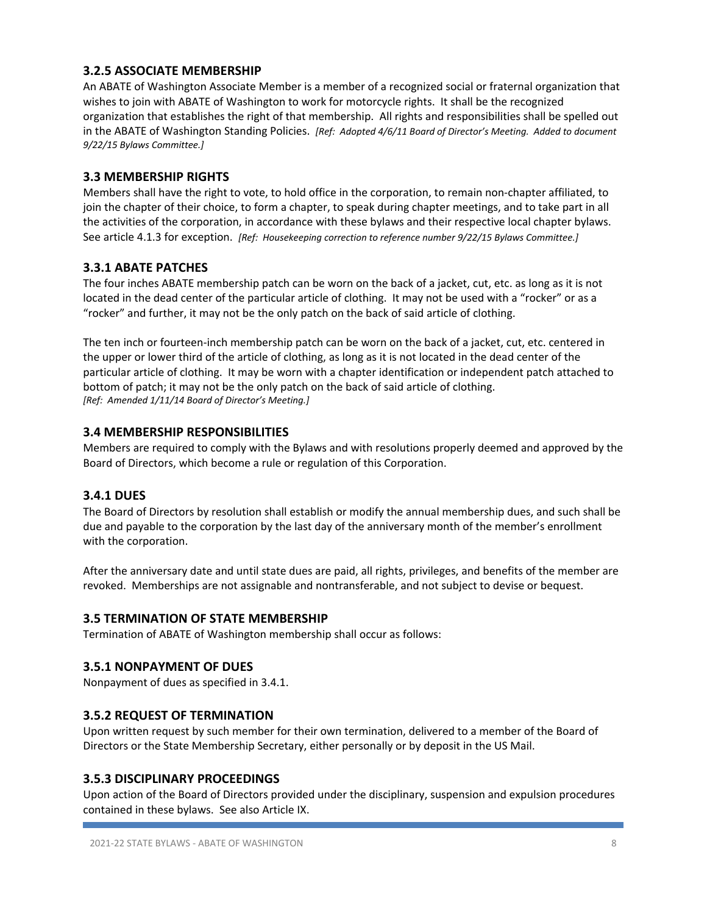### 3.2.5 ASSOCIATE MEMBERSHIP

An ABATE of Washington Associate Member is a member of a recognized social or fraternal organization that wishes to join with ABATE of Washington to work for motorcycle rights. It shall be the recognized organization that establishes the right of that membership. All rights and responsibilities shall be spelled out in the ABATE of Washington Standing Policies. *[Ref: Adopted 4/6/11 Board of Director's Meeting. Added to document 9/22/15 Bylaws Committee.]*

### 3.3 MEMBERSHIP RIGHTS

Members shall have the right to vote, to hold office in the corporation, to remain non-chapter affiliated, to join the chapter of their choice, to form a chapter, to speak during chapter meetings, and to take part in all the activities of the corporation, in accordance with these bylaws and their respective local chapter bylaws. See article 4.1.3 for exception. *[Ref: Housekeeping correction to reference number 9/22/15 Bylaws Committee.]*

### 3.3.1 ABATE PATCHES

The four inches ABATE membership patch can be worn on the back of a jacket, cut, etc. as long as it is not located in the dead center of the particular article of clothing. It may not be used with a "rocker" or as a "rocker" and further, it may not be the only patch on the back of said article of clothing.

The ten inch or fourteen-inch membership patch can be worn on the back of a jacket, cut, etc. centered in the upper or lower third of the article of clothing, as long as it is not located in the dead center of the particular article of clothing. It may be worn with a chapter identification or independent patch attached to bottom of patch; it may not be the only patch on the back of said article of clothing.
*[Ref: Amended 1/11/14 Board of Director's Meeting.]*

### 3.4 MEMBERSHIP RESPONSIBILITIES

Members are required to comply with the Bylaws and with resolutions properly deemed and approved by the Board of Directors, which become a rule or regulation of this Corporation.

### 3.4.1 DUES

The Board of Directors by resolution shall establish or modify the annual membership dues, and such shall be due and payable to the corporation by the last day of the anniversary month of the member's enrollment with the corporation.

After the anniversary date and until state dues are paid, all rights, privileges, and benefits of the member are revoked. Memberships are not assignable and nontransferable, and not subject to devise or bequest.

### 3.5 TERMINATION OF STATE MEMBERSHIP

Termination of ABATE of Washington membership shall occur as follows:

### 3.5.1 NONPAYMENT OF DUES

Nonpayment of dues as specified in 3.4.1.

### 3.5.2 REQUEST OF TERMINATION

Upon written request by such member for their own termination, delivered to a member of the Board of Directors or the State Membership Secretary, either personally or by deposit in the US Mail.

### 3.5.3 DISCIPLINARY PROCEEDINGS

Upon action of the Board of Directors provided under the disciplinary, suspension and expulsion procedures contained in these bylaws. See also Article IX.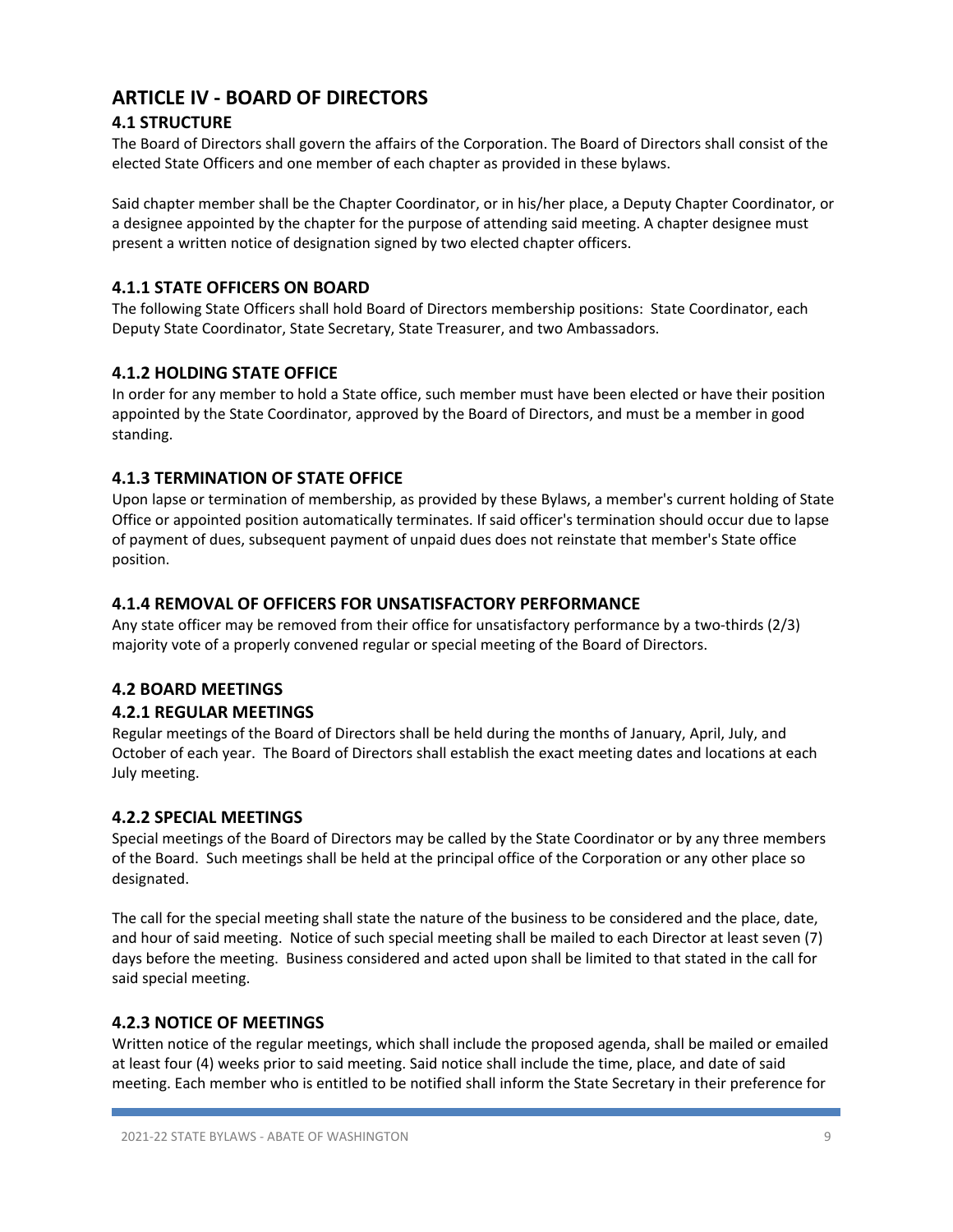# ARTICLE IV - BOARD OF DIRECTORS

## 4.1 STRUCTURE

The Board of Directors shall govern the affairs of the Corporation. The Board of Directors shall consist of the elected State Officers and one member of each chapter as provided in these bylaws.

Said chapter member shall be the Chapter Coordinator, or in his/her place, a Deputy Chapter Coordinator, or a designee appointed by the chapter for the purpose of attending said meeting. A chapter designee must present a written notice of designation signed by two elected chapter officers.

### 4.1.1 STATE OFFICERS ON BOARD

The following State Officers shall hold Board of Directors membership positions: State Coordinator, each Deputy State Coordinator, State Secretary, State Treasurer, and two Ambassadors.

### 4.1.2 HOLDING STATE OFFICE

In order for any member to hold a State office, such member must have been elected or have their position appointed by the State Coordinator, approved by the Board of Directors, and must be a member in good standing.

### 4.1.3 TERMINATION OF STATE OFFICE

Upon lapse or termination of membership, as provided by these Bylaws, a member's current holding of State Office or appointed position automatically terminates. If said officer's termination should occur due to lapse of payment of dues, subsequent payment of unpaid dues does not reinstate that member's State office position.

### 4.1.4 REMOVAL OF OFFICERS FOR UNSATISFACTORY PERFORMANCE

Any state officer may be removed from their office for unsatisfactory performance by a two-thirds (2/3) majority vote of a properly convened regular or special meeting of the Board of Directors.

## 4.2 BOARD MEETINGS

### 4.2.1 REGULAR MEETINGS

Regular meetings of the Board of Directors shall be held during the months of January, April, July, and October of each year. The Board of Directors shall establish the exact meeting dates and locations at each July meeting.

### 4.2.2 SPECIAL MEETINGS

Special meetings of the Board of Directors may be called by the State Coordinator or by any three members of the Board. Such meetings shall be held at the principal office of the Corporation or any other place so designated.

The call for the special meeting shall state the nature of the business to be considered and the place, date, and hour of said meeting. Notice of such special meeting shall be mailed to each Director at least seven (7) days before the meeting. Business considered and acted upon shall be limited to that stated in the call for said special meeting.

### 4.2.3 NOTICE OF MEETINGS

Written notice of the regular meetings, which shall include the proposed agenda, shall be mailed or emailed at least four (4) weeks prior to said meeting. Said notice shall include the time, place, and date of said meeting. Each member who is entitled to be notified shall inform the State Secretary in their preference for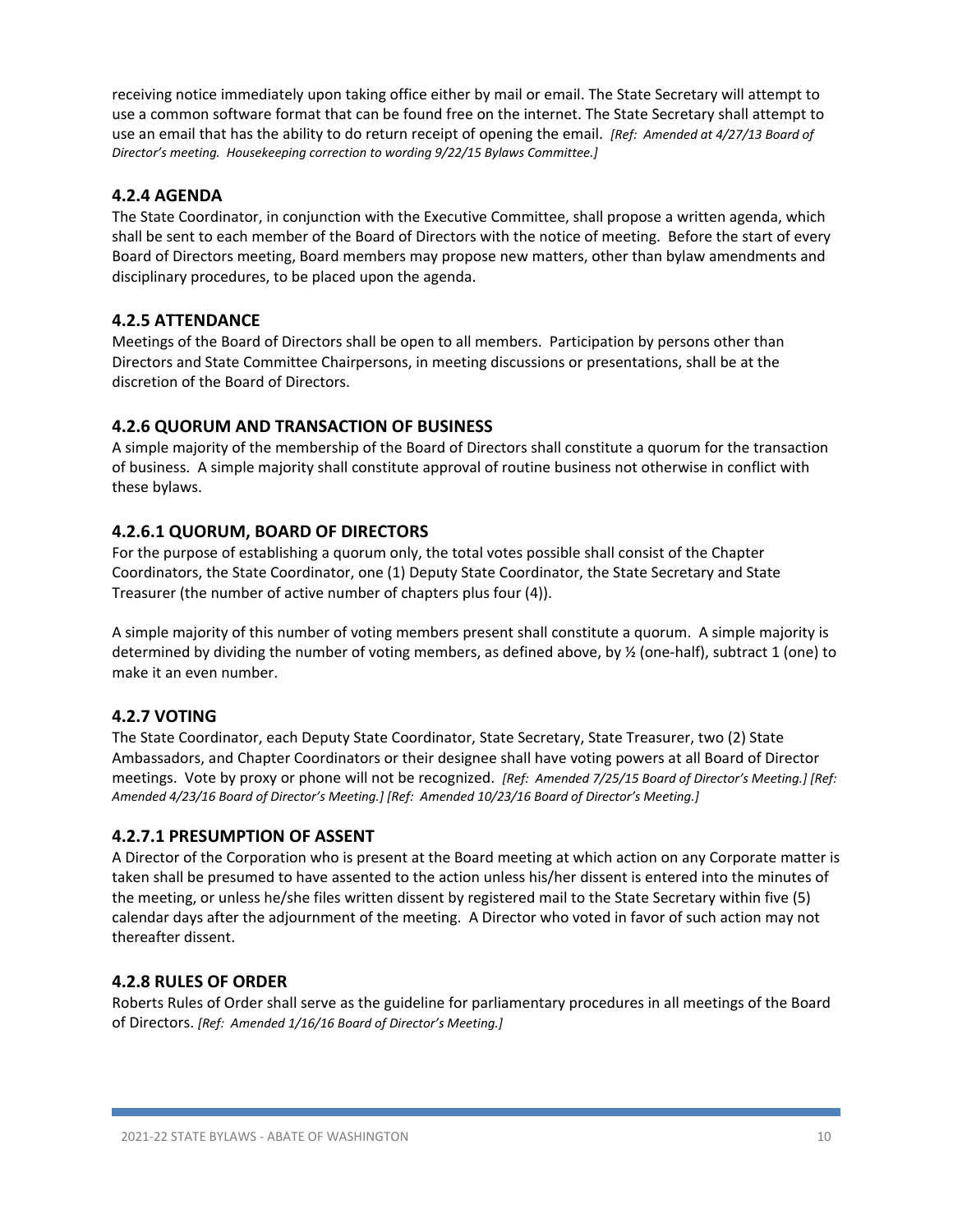receiving notice immediately upon taking office either by mail or email. The State Secretary will attempt to use a common software format that can be found free on the internet. The State Secretary shall attempt to use an email that has the ability to do return receipt of opening the email. *[Ref: Amended at 4/27/13 Board of Director's meeting. Housekeeping correction to wording 9/22/15 Bylaws Committee.]*

### 4.2.4 AGENDA

The State Coordinator, in conjunction with the Executive Committee, shall propose a written agenda, which shall be sent to each member of the Board of Directors with the notice of meeting. Before the start of every Board of Directors meeting, Board members may propose new matters, other than bylaw amendments and disciplinary procedures, to be placed upon the agenda.

### 4.2.5 ATTENDANCE

Meetings of the Board of Directors shall be open to all members. Participation by persons other than Directors and State Committee Chairpersons, in meeting discussions or presentations, shall be at the discretion of the Board of Directors.

### 4.2.6 QUORUM AND TRANSACTION OF BUSINESS

A simple majority of the membership of the Board of Directors shall constitute a quorum for the transaction of business. A simple majority shall constitute approval of routine business not otherwise in conflict with these bylaws.

### 4.2.6.1 QUORUM, BOARD OF DIRECTORS

For the purpose of establishing a quorum only, the total votes possible shall consist of the Chapter Coordinators, the State Coordinator, one (1) Deputy State Coordinator, the State Secretary and State Treasurer (the number of active number of chapters plus four (4)).

A simple majority of this number of voting members present shall constitute a quorum. A simple majority is determined by dividing the number of voting members, as defined above, by ½ (one-half), subtract 1 (one) to make it an even number.

### 4.2.7 VOTING

The State Coordinator, each Deputy State Coordinator, State Secretary, State Treasurer, two (2) State Ambassadors, and Chapter Coordinators or their designee shall have voting powers at all Board of Director meetings. Vote by proxy or phone will not be recognized. *[Ref: Amended 7/25/15 Board of Director's Meeting.] [Ref: Amended 4/23/16 Board of Director's Meeting.] [Ref: Amended 10/23/16 Board of Director's Meeting.]*

### 4.2.7.1 PRESUMPTION OF ASSENT

A Director of the Corporation who is present at the Board meeting at which action on any Corporate matter is taken shall be presumed to have assented to the action unless his/her dissent is entered into the minutes of the meeting, or unless he/she files written dissent by registered mail to the State Secretary within five (5) calendar days after the adjournment of the meeting. A Director who voted in favor of such action may not thereafter dissent.

### 4.2.8 RULES OF ORDER

Roberts Rules of Order shall serve as the guideline for parliamentary procedures in all meetings of the Board of Directors. *[Ref: Amended 1/16/16 Board of Director's Meeting.]*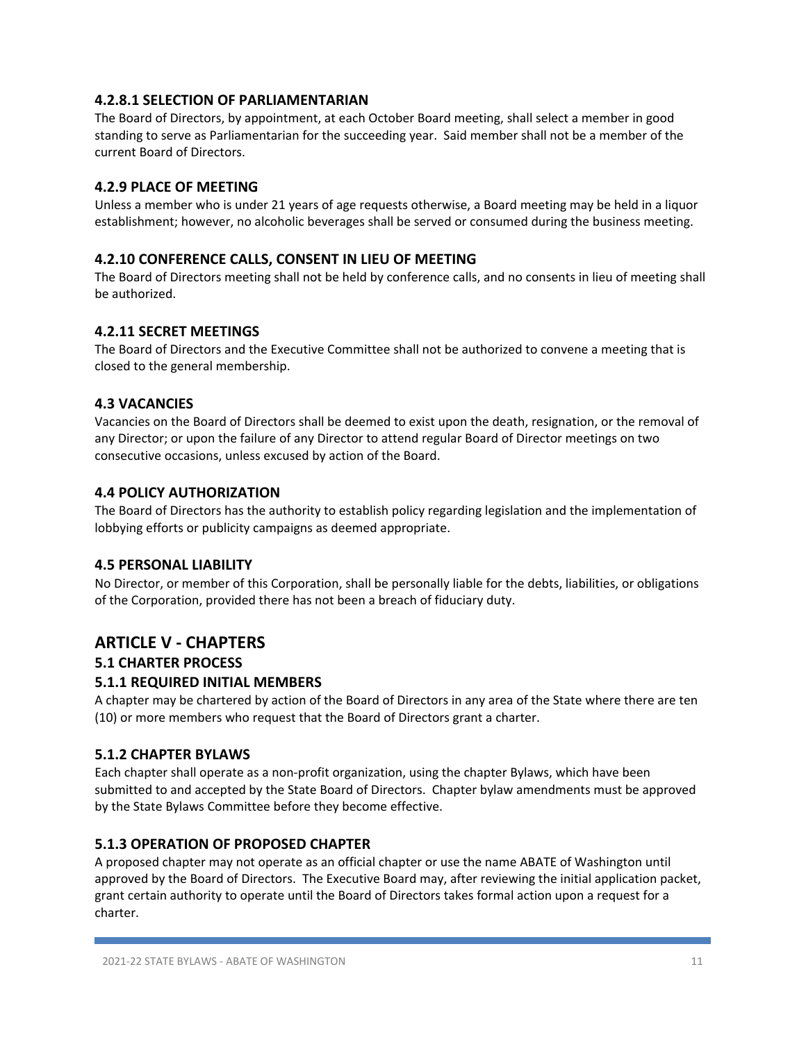#### 4.2.8.1 SELECTION OF PARLIAMENTARIAN

The Board of Directors, by appointment, at each October Board meeting, shall select a member in good standing to serve as Parliamentarian for the succeeding year. Said member shall not be a member of the current Board of Directors.

### 4.2.9 PLACE OF MEETING

Unless a member who is under 21 years of age requests otherwise, a Board meeting may be held in a liquor establishment; however, no alcoholic beverages shall be served or consumed during the business meeting.

### 4.2.10 CONFERENCE CALLS, CONSENT IN LIEU OF MEETING

The Board of Directors meeting shall not be held by conference calls, and no consents in lieu of meeting shall be authorized.

### 4.2.11 SECRET MEETINGS

The Board of Directors and the Executive Committee shall not be authorized to convene a meeting that is closed to the general membership.

## 4.3 VACANCIES

Vacancies on the Board of Directors shall be deemed to exist upon the death, resignation, or the removal of any Director; or upon the failure of any Director to attend regular Board of Director meetings on two consecutive occasions, unless excused by action of the Board.

## 4.4 POLICY AUTHORIZATION

The Board of Directors has the authority to establish policy regarding legislation and the implementation of lobbying efforts or publicity campaigns as deemed appropriate.

## 4.5 PERSONAL LIABILITY

No Director, or member of this Corporation, shall be personally liable for the debts, liabilities, or obligations of the Corporation, provided there has not been a breach of fiduciary duty.

# ARTICLE V - CHAPTERS

## 5.1 CHARTER PROCESS

### 5.1.1 REQUIRED INITIAL MEMBERS

A chapter may be chartered by action of the Board of Directors in any area of the State where there are ten (10) or more members who request that the Board of Directors grant a charter.

### 5.1.2 CHAPTER BYLAWS

Each chapter shall operate as a non-profit organization, using the chapter Bylaws, which have been submitted to and accepted by the State Board of Directors. Chapter bylaw amendments must be approved by the State Bylaws Committee before they become effective.

### 5.1.3 OPERATION OF PROPOSED CHAPTER

A proposed chapter may not operate as an official chapter or use the name ABATE of Washington until approved by the Board of Directors. The Executive Board may, after reviewing the initial application packet, grant certain authority to operate until the Board of Directors takes formal action upon a request for a charter.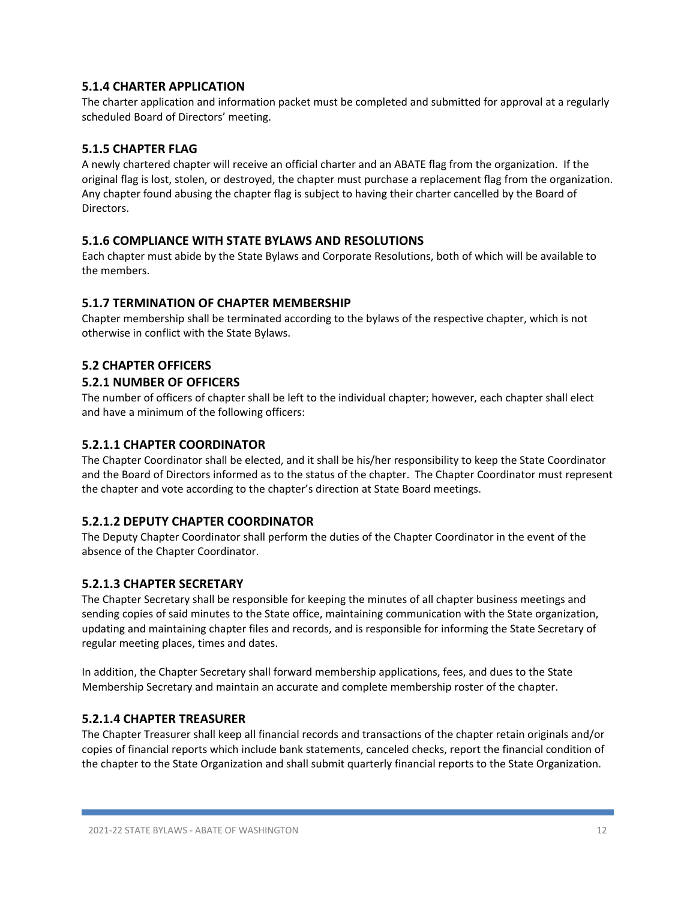### 5.1.4 CHARTER APPLICATION

The charter application and information packet must be completed and submitted for approval at a regularly scheduled Board of Directors' meeting.

### 5.1.5 CHAPTER FLAG

A newly chartered chapter will receive an official charter and an ABATE flag from the organization. If the original flag is lost, stolen, or destroyed, the chapter must purchase a replacement flag from the organization. Any chapter found abusing the chapter flag is subject to having their charter cancelled by the Board of Directors.

### 5.1.6 COMPLIANCE WITH STATE BYLAWS AND RESOLUTIONS

Each chapter must abide by the State Bylaws and Corporate Resolutions, both of which will be available to the members.

### 5.1.7 TERMINATION OF CHAPTER MEMBERSHIP

Chapter membership shall be terminated according to the bylaws of the respective chapter, which is not otherwise in conflict with the State Bylaws.

## 5.2 CHAPTER OFFICERS

### 5.2.1 NUMBER OF OFFICERS

The number of officers of chapter shall be left to the individual chapter; however, each chapter shall elect and have a minimum of the following officers:

#### 5.2.1.1 CHAPTER COORDINATOR

The Chapter Coordinator shall be elected, and it shall be his/her responsibility to keep the State Coordinator and the Board of Directors informed as to the status of the chapter. The Chapter Coordinator must represent the chapter and vote according to the chapter's direction at State Board meetings.

#### 5.2.1.2 DEPUTY CHAPTER COORDINATOR

The Deputy Chapter Coordinator shall perform the duties of the Chapter Coordinator in the event of the absence of the Chapter Coordinator.

#### 5.2.1.3 CHAPTER SECRETARY

The Chapter Secretary shall be responsible for keeping the minutes of all chapter business meetings and sending copies of said minutes to the State office, maintaining communication with the State organization, updating and maintaining chapter files and records, and is responsible for informing the State Secretary of regular meeting places, times and dates.

In addition, the Chapter Secretary shall forward membership applications, fees, and dues to the State Membership Secretary and maintain an accurate and complete membership roster of the chapter.

#### 5.2.1.4 CHAPTER TREASURER

The Chapter Treasurer shall keep all financial records and transactions of the chapter retain originals and/or copies of financial reports which include bank statements, canceled checks, report the financial condition of the chapter to the State Organization and shall submit quarterly financial reports to the State Organization.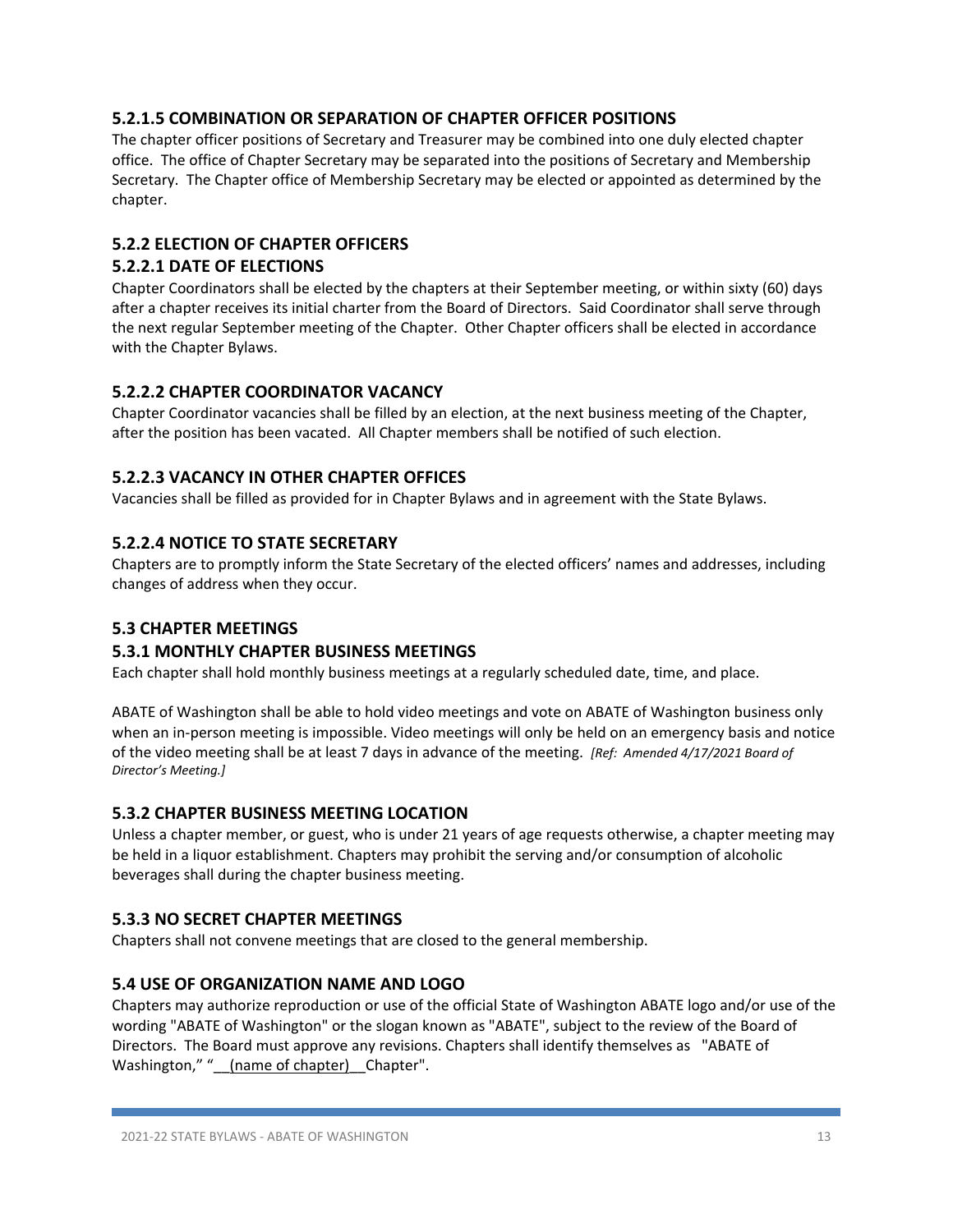### 5.2.1.5 COMBINATION OR SEPARATION OF CHAPTER OFFICER POSITIONS

The chapter officer positions of Secretary and Treasurer may be combined into one duly elected chapter office. The office of Chapter Secretary may be separated into the positions of Secretary and Membership Secretary. The Chapter office of Membership Secretary may be elected or appointed as determined by the chapter.

### 5.2.2 ELECTION OF CHAPTER OFFICERS

### 5.2.2.1 DATE OF ELECTIONS

Chapter Coordinators shall be elected by the chapters at their September meeting, or within sixty (60) days after a chapter receives its initial charter from the Board of Directors. Said Coordinator shall serve through the next regular September meeting of the Chapter. Other Chapter officers shall be elected in accordance with the Chapter Bylaws.

### 5.2.2.2 CHAPTER COORDINATOR VACANCY

Chapter Coordinator vacancies shall be filled by an election, at the next business meeting of the Chapter, after the position has been vacated. All Chapter members shall be notified of such election.

### 5.2.2.3 VACANCY IN OTHER CHAPTER OFFICES

Vacancies shall be filled as provided for in Chapter Bylaws and in agreement with the State Bylaws.

### 5.2.2.4 NOTICE TO STATE SECRETARY

Chapters are to promptly inform the State Secretary of the elected officers' names and addresses, including changes of address when they occur.

### 5.3 CHAPTER MEETINGS

### 5.3.1 MONTHLY CHAPTER BUSINESS MEETINGS

Each chapter shall hold monthly business meetings at a regularly scheduled date, time, and place.

ABATE of Washington shall be able to hold video meetings and vote on ABATE of Washington business only when an in-person meeting is impossible. Video meetings will only be held on an emergency basis and notice of the video meeting shall be at least 7 days in advance of the meeting. *[Ref: Amended 4/17/2021 Board of Director's Meeting.]*

### 5.3.2 CHAPTER BUSINESS MEETING LOCATION

Unless a chapter member, or guest, who is under 21 years of age requests otherwise, a chapter meeting may be held in a liquor establishment. Chapters may prohibit the serving and/or consumption of alcoholic beverages shall during the chapter business meeting.

### 5.3.3 NO SECRET CHAPTER MEETINGS

Chapters shall not convene meetings that are closed to the general membership.

### 5.4 USE OF ORGANIZATION NAME AND LOGO

Chapters may authorize reproduction or use of the official State of Washington ABATE logo and/or use of the wording "ABATE of Washington" or the slogan known as "ABATE", subject to the review of the Board of Directors. The Board must approve any revisions. Chapters shall identify themselves as "ABATE of Washington," "__(name of chapter)__Chapter".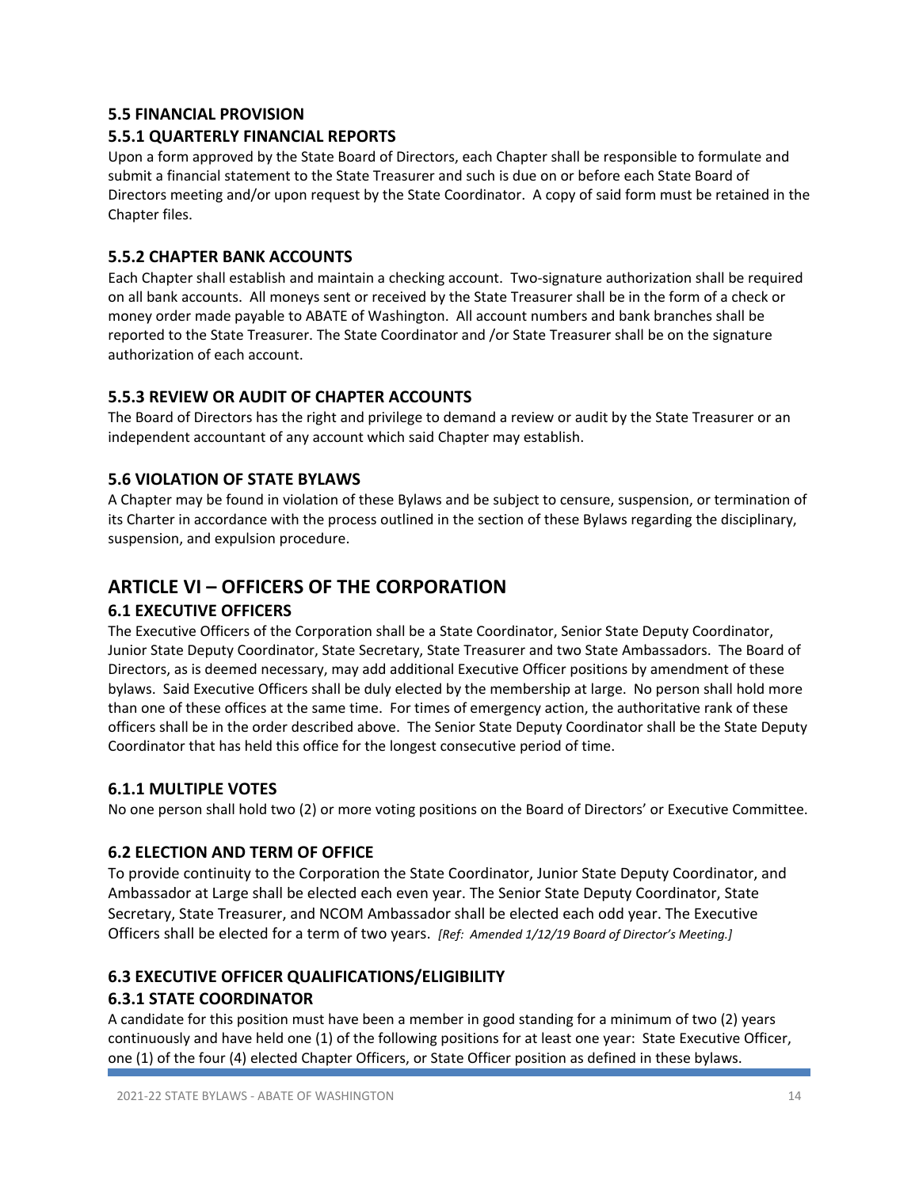### 5.5 FINANCIAL PROVISION

### 5.5.1 QUARTERLY FINANCIAL REPORTS

Upon a form approved by the State Board of Directors, each Chapter shall be responsible to formulate and submit a financial statement to the State Treasurer and such is due on or before each State Board of Directors meeting and/or upon request by the State Coordinator. A copy of said form must be retained in the Chapter files.

### 5.5.2 CHAPTER BANK ACCOUNTS

Each Chapter shall establish and maintain a checking account. Two-signature authorization shall be required on all bank accounts. All moneys sent or received by the State Treasurer shall be in the form of a check or money order made payable to ABATE of Washington. All account numbers and bank branches shall be reported to the State Treasurer. The State Coordinator and /or State Treasurer shall be on the signature authorization of each account.

### 5.5.3 REVIEW OR AUDIT OF CHAPTER ACCOUNTS

The Board of Directors has the right and privilege to demand a review or audit by the State Treasurer or an independent accountant of any account which said Chapter may establish.

### 5.6 VIOLATION OF STATE BYLAWS

A Chapter may be found in violation of these Bylaws and be subject to censure, suspension, or termination of its Charter in accordance with the process outlined in the section of these Bylaws regarding the disciplinary, suspension, and expulsion procedure.

## ARTICLE VI – OFFICERS OF THE CORPORATION

### 6.1 EXECUTIVE OFFICERS

The Executive Officers of the Corporation shall be a State Coordinator, Senior State Deputy Coordinator, Junior State Deputy Coordinator, State Secretary, State Treasurer and two State Ambassadors. The Board of Directors, as is deemed necessary, may add additional Executive Officer positions by amendment of these bylaws. Said Executive Officers shall be duly elected by the membership at large. No person shall hold more than one of these offices at the same time. For times of emergency action, the authoritative rank of these officers shall be in the order described above. The Senior State Deputy Coordinator shall be the State Deputy Coordinator that has held this office for the longest consecutive period of time.

### 6.1.1 MULTIPLE VOTES

No one person shall hold two (2) or more voting positions on the Board of Directors' or Executive Committee.

### 6.2 ELECTION AND TERM OF OFFICE

To provide continuity to the Corporation the State Coordinator, Junior State Deputy Coordinator, and Ambassador at Large shall be elected each even year. The Senior State Deputy Coordinator, State Secretary, State Treasurer, and NCOM Ambassador shall be elected each odd year. The Executive Officers shall be elected for a term of two years. *[Ref: Amended 1/12/19 Board of Director's Meeting.]*

### 6.3 EXECUTIVE OFFICER QUALIFICATIONS/ELIGIBILITY

### 6.3.1 STATE COORDINATOR

A candidate for this position must have been a member in good standing for a minimum of two (2) years continuously and have held one (1) of the following positions for at least one year: State Executive Officer, one (1) of the four (4) elected Chapter Officers, or State Officer position as defined in these bylaws.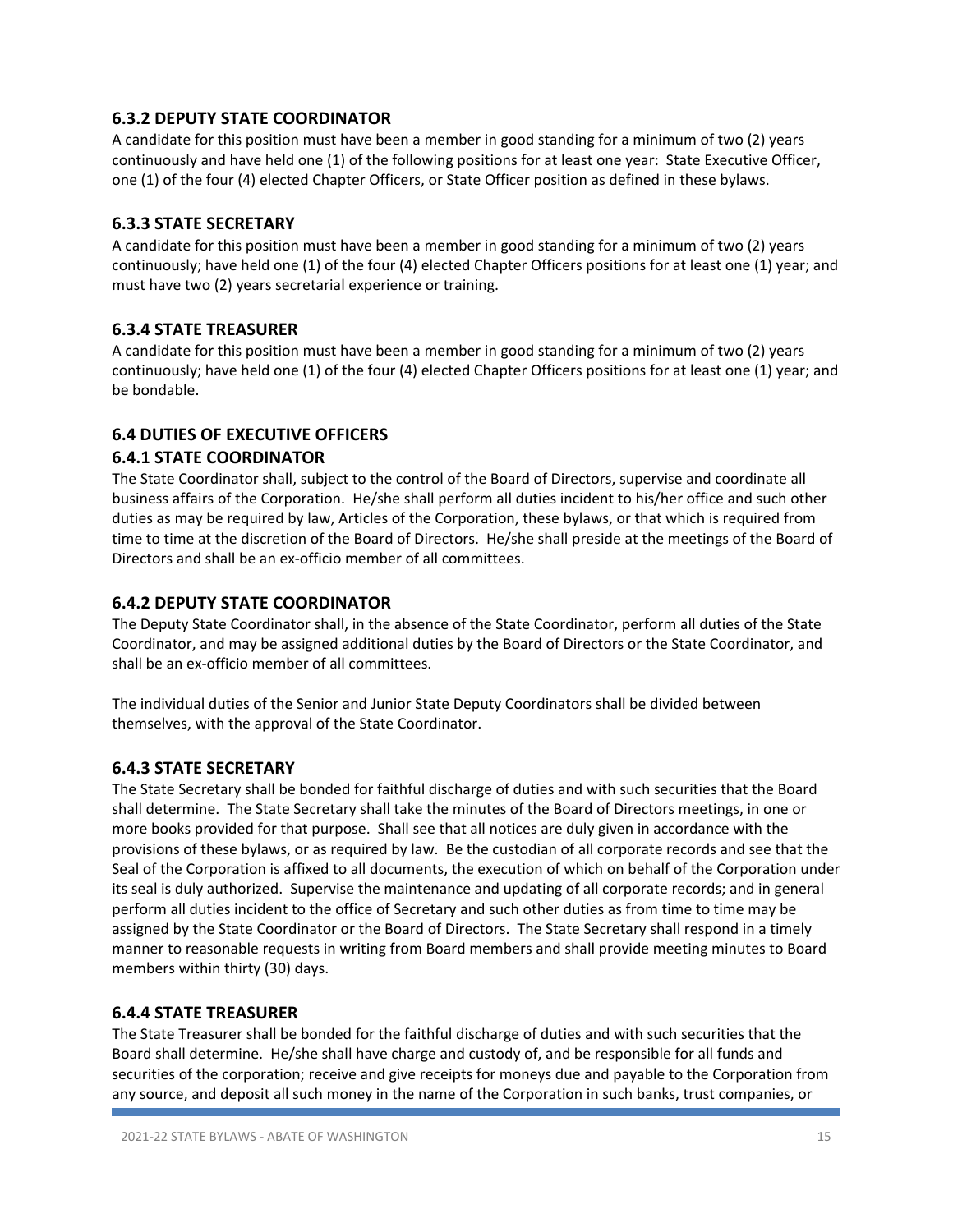### 6.3.2 DEPUTY STATE COORDINATOR

A candidate for this position must have been a member in good standing for a minimum of two (2) years continuously and have held one (1) of the following positions for at least one year: State Executive Officer, one (1) of the four (4) elected Chapter Officers, or State Officer position as defined in these bylaws.

### 6.3.3 STATE SECRETARY

A candidate for this position must have been a member in good standing for a minimum of two (2) years continuously; have held one (1) of the four (4) elected Chapter Officers positions for at least one (1) year; and must have two (2) years secretarial experience or training.

### 6.3.4 STATE TREASURER

A candidate for this position must have been a member in good standing for a minimum of two (2) years continuously; have held one (1) of the four (4) elected Chapter Officers positions for at least one (1) year; and be bondable.

### 6.4 DUTIES OF EXECUTIVE OFFICERS

### 6.4.1 STATE COORDINATOR

The State Coordinator shall, subject to the control of the Board of Directors, supervise and coordinate all business affairs of the Corporation. He/she shall perform all duties incident to his/her office and such other duties as may be required by law, Articles of the Corporation, these bylaws, or that which is required from time to time at the discretion of the Board of Directors. He/she shall preside at the meetings of the Board of Directors and shall be an ex-officio member of all committees.

### 6.4.2 DEPUTY STATE COORDINATOR

The Deputy State Coordinator shall, in the absence of the State Coordinator, perform all duties of the State Coordinator, and may be assigned additional duties by the Board of Directors or the State Coordinator, and shall be an ex-officio member of all committees.

The individual duties of the Senior and Junior State Deputy Coordinators shall be divided between themselves, with the approval of the State Coordinator.

### 6.4.3 STATE SECRETARY

The State Secretary shall be bonded for faithful discharge of duties and with such securities that the Board shall determine. The State Secretary shall take the minutes of the Board of Directors meetings, in one or more books provided for that purpose. Shall see that all notices are duly given in accordance with the provisions of these bylaws, or as required by law. Be the custodian of all corporate records and see that the Seal of the Corporation is affixed to all documents, the execution of which on behalf of the Corporation under its seal is duly authorized. Supervise the maintenance and updating of all corporate records; and in general perform all duties incident to the office of Secretary and such other duties as from time to time may be assigned by the State Coordinator or the Board of Directors. The State Secretary shall respond in a timely manner to reasonable requests in writing from Board members and shall provide meeting minutes to Board members within thirty (30) days.

### 6.4.4 STATE TREASURER

The State Treasurer shall be bonded for the faithful discharge of duties and with such securities that the Board shall determine. He/she shall have charge and custody of, and be responsible for all funds and securities of the corporation; receive and give receipts for moneys due and payable to the Corporation from any source, and deposit all such money in the name of the Corporation in such banks, trust companies, or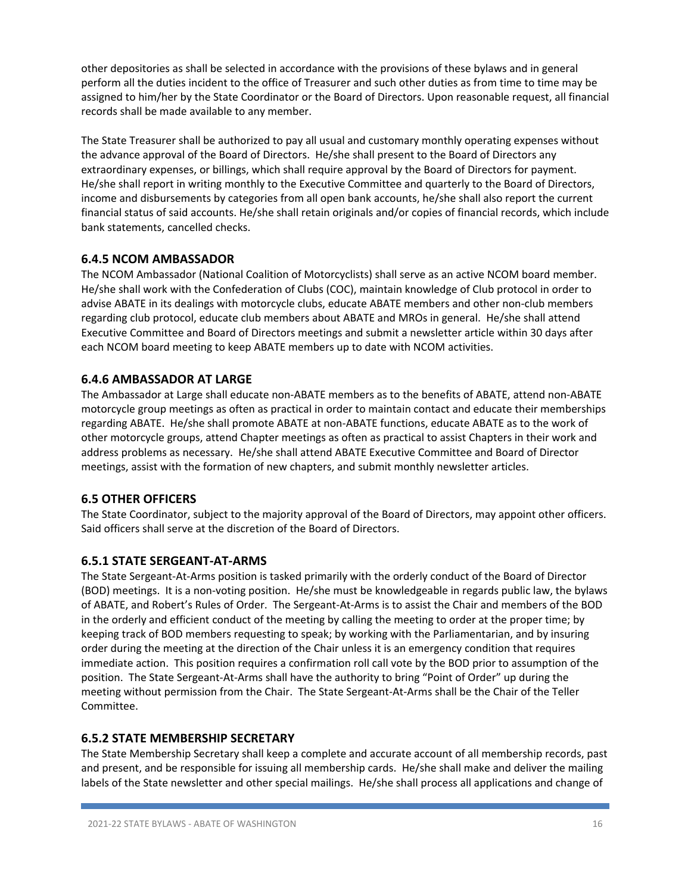other depositories as shall be selected in accordance with the provisions of these bylaws and in general perform all the duties incident to the office of Treasurer and such other duties as from time to time may be assigned to him/her by the State Coordinator or the Board of Directors. Upon reasonable request, all financial records shall be made available to any member.

The State Treasurer shall be authorized to pay all usual and customary monthly operating expenses without the advance approval of the Board of Directors. He/she shall present to the Board of Directors any extraordinary expenses, or billings, which shall require approval by the Board of Directors for payment. He/she shall report in writing monthly to the Executive Committee and quarterly to the Board of Directors, income and disbursements by categories from all open bank accounts, he/she shall also report the current financial status of said accounts. He/she shall retain originals and/or copies of financial records, which include bank statements, cancelled checks.

### 6.4.5 NCOM AMBASSADOR

The NCOM Ambassador (National Coalition of Motorcyclists) shall serve as an active NCOM board member. He/she shall work with the Confederation of Clubs (COC), maintain knowledge of Club protocol in order to advise ABATE in its dealings with motorcycle clubs, educate ABATE members and other non-club members regarding club protocol, educate club members about ABATE and MROs in general. He/she shall attend Executive Committee and Board of Directors meetings and submit a newsletter article within 30 days after each NCOM board meeting to keep ABATE members up to date with NCOM activities.

### 6.4.6 AMBASSADOR AT LARGE

The Ambassador at Large shall educate non-ABATE members as to the benefits of ABATE, attend non-ABATE motorcycle group meetings as often as practical in order to maintain contact and educate their memberships regarding ABATE. He/she shall promote ABATE at non-ABATE functions, educate ABATE as to the work of other motorcycle groups, attend Chapter meetings as often as practical to assist Chapters in their work and address problems as necessary. He/she shall attend ABATE Executive Committee and Board of Director meetings, assist with the formation of new chapters, and submit monthly newsletter articles.

### 6.5 OTHER OFFICERS

The State Coordinator, subject to the majority approval of the Board of Directors, may appoint other officers. Said officers shall serve at the discretion of the Board of Directors.

### 6.5.1 STATE SERGEANT-AT-ARMS

The State Sergeant-At-Arms position is tasked primarily with the orderly conduct of the Board of Director (BOD) meetings. It is a non-voting position. He/she must be knowledgeable in regards public law, the bylaws of ABATE, and Robert's Rules of Order. The Sergeant-At-Arms is to assist the Chair and members of the BOD in the orderly and efficient conduct of the meeting by calling the meeting to order at the proper time; by keeping track of BOD members requesting to speak; by working with the Parliamentarian, and by insuring order during the meeting at the direction of the Chair unless it is an emergency condition that requires immediate action. This position requires a confirmation roll call vote by the BOD prior to assumption of the position. The State Sergeant-At-Arms shall have the authority to bring "Point of Order" up during the meeting without permission from the Chair. The State Sergeant-At-Arms shall be the Chair of the Teller Committee.

### 6.5.2 STATE MEMBERSHIP SECRETARY

The State Membership Secretary shall keep a complete and accurate account of all membership records, past and present, and be responsible for issuing all membership cards. He/she shall make and deliver the mailing labels of the State newsletter and other special mailings. He/she shall process all applications and change of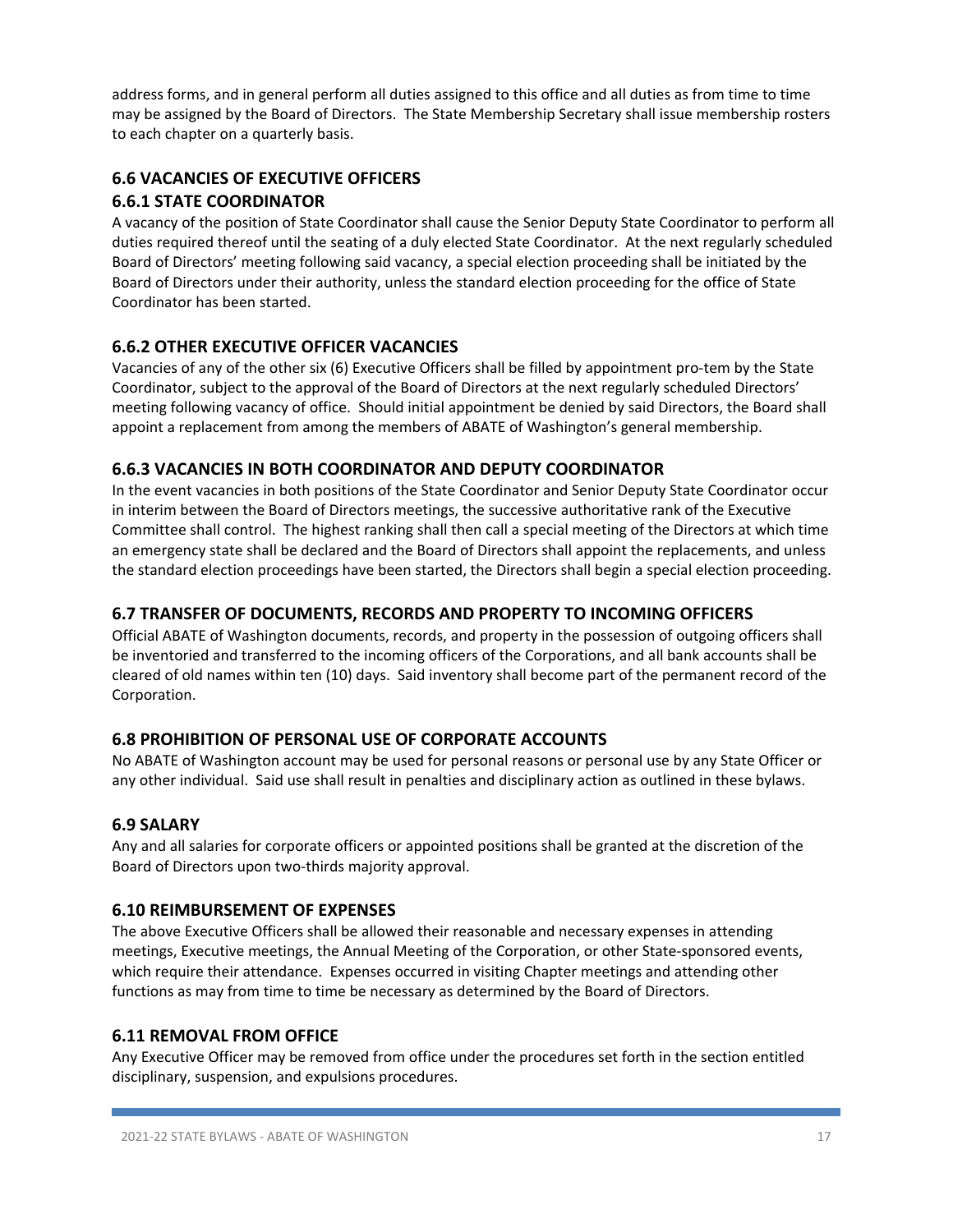address forms, and in general perform all duties assigned to this office and all duties as from time to time may be assigned by the Board of Directors. The State Membership Secretary shall issue membership rosters to each chapter on a quarterly basis.

## 6.6 VACANCIES OF EXECUTIVE OFFICERS

### 6.6.1 STATE COORDINATOR

A vacancy of the position of State Coordinator shall cause the Senior Deputy State Coordinator to perform all duties required thereof until the seating of a duly elected State Coordinator. At the next regularly scheduled Board of Directors' meeting following said vacancy, a special election proceeding shall be initiated by the Board of Directors under their authority, unless the standard election proceeding for the office of State Coordinator has been started.

### 6.6.2 OTHER EXECUTIVE OFFICER VACANCIES

Vacancies of any of the other six (6) Executive Officers shall be filled by appointment pro-tem by the State Coordinator, subject to the approval of the Board of Directors at the next regularly scheduled Directors' meeting following vacancy of office. Should initial appointment be denied by said Directors, the Board shall appoint a replacement from among the members of ABATE of Washington's general membership.

### 6.6.3 VACANCIES IN BOTH COORDINATOR AND DEPUTY COORDINATOR

In the event vacancies in both positions of the State Coordinator and Senior Deputy State Coordinator occur in interim between the Board of Directors meetings, the successive authoritative rank of the Executive Committee shall control. The highest ranking shall then call a special meeting of the Directors at which time an emergency state shall be declared and the Board of Directors shall appoint the replacements, and unless the standard election proceedings have been started, the Directors shall begin a special election proceeding.

## 6.7 TRANSFER OF DOCUMENTS, RECORDS AND PROPERTY TO INCOMING OFFICERS

Official ABATE of Washington documents, records, and property in the possession of outgoing officers shall be inventoried and transferred to the incoming officers of the Corporations, and all bank accounts shall be cleared of old names within ten (10) days. Said inventory shall become part of the permanent record of the Corporation.

## 6.8 PROHIBITION OF PERSONAL USE OF CORPORATE ACCOUNTS

No ABATE of Washington account may be used for personal reasons or personal use by any State Officer or any other individual. Said use shall result in penalties and disciplinary action as outlined in these bylaws.

## 6.9 SALARY

Any and all salaries for corporate officers or appointed positions shall be granted at the discretion of the Board of Directors upon two-thirds majority approval.

## 6.10 REIMBURSEMENT OF EXPENSES

The above Executive Officers shall be allowed their reasonable and necessary expenses in attending meetings, Executive meetings, the Annual Meeting of the Corporation, or other State-sponsored events, which require their attendance. Expenses occurred in visiting Chapter meetings and attending other functions as may from time to time be necessary as determined by the Board of Directors.

## 6.11 REMOVAL FROM OFFICE

Any Executive Officer may be removed from office under the procedures set forth in the section entitled disciplinary, suspension, and expulsions procedures.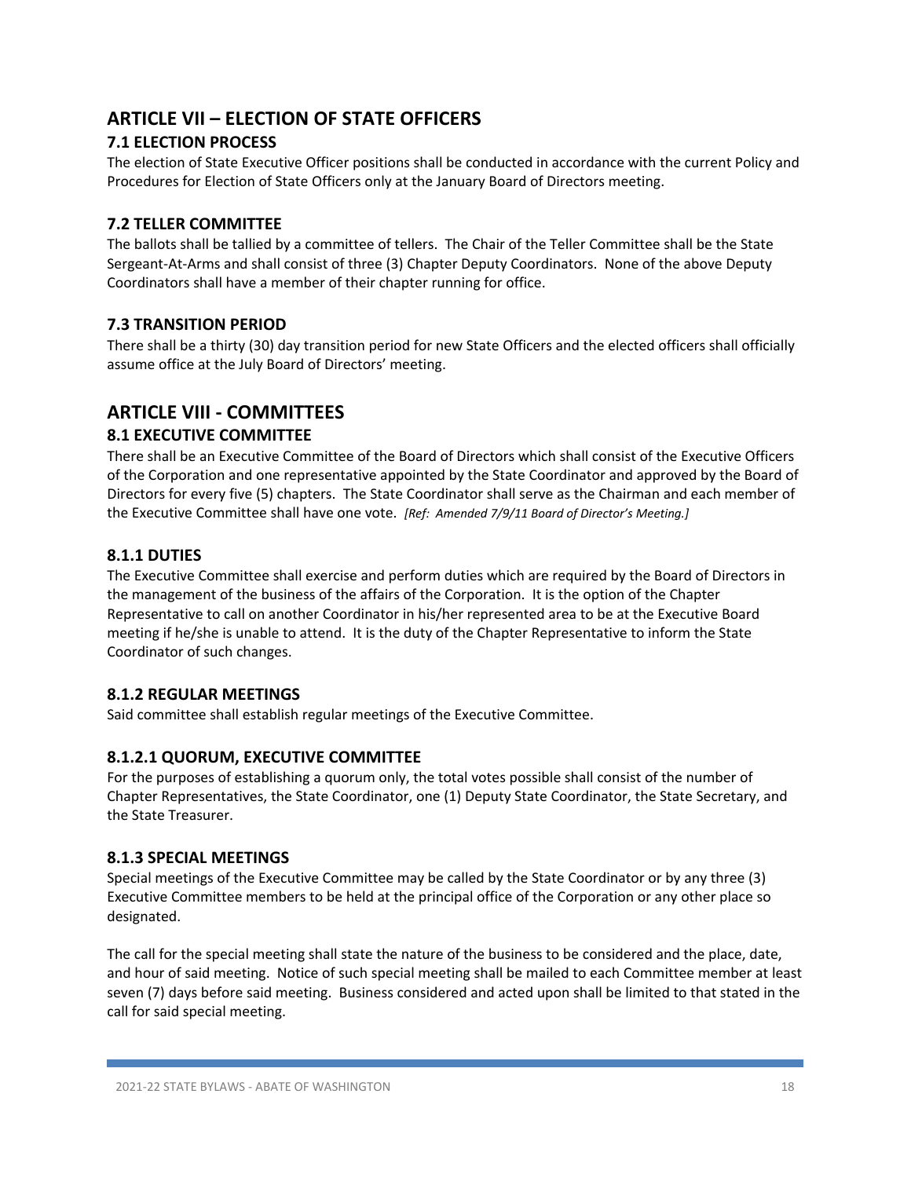## ARTICLE VII – ELECTION OF STATE OFFICERS

### 7.1 ELECTION PROCESS

The election of State Executive Officer positions shall be conducted in accordance with the current Policy and Procedures for Election of State Officers only at the January Board of Directors meeting.

### 7.2 TELLER COMMITTEE

The ballots shall be tallied by a committee of tellers. The Chair of the Teller Committee shall be the State Sergeant-At-Arms and shall consist of three (3) Chapter Deputy Coordinators. None of the above Deputy Coordinators shall have a member of their chapter running for office.

### 7.3 TRANSITION PERIOD

There shall be a thirty (30) day transition period for new State Officers and the elected officers shall officially assume office at the July Board of Directors' meeting.

## ARTICLE VIII - COMMITTEES

### 8.1 EXECUTIVE COMMITTEE

There shall be an Executive Committee of the Board of Directors which shall consist of the Executive Officers of the Corporation and one representative appointed by the State Coordinator and approved by the Board of Directors for every five (5) chapters. The State Coordinator shall serve as the Chairman and each member of the Executive Committee shall have one vote. *[Ref: Amended 7/9/11 Board of Director's Meeting.]*

### 8.1.1 DUTIES

The Executive Committee shall exercise and perform duties which are required by the Board of Directors in the management of the business of the affairs of the Corporation. It is the option of the Chapter Representative to call on another Coordinator in his/her represented area to be at the Executive Board meeting if he/she is unable to attend. It is the duty of the Chapter Representative to inform the State Coordinator of such changes.

### 8.1.2 REGULAR MEETINGS

Said committee shall establish regular meetings of the Executive Committee.

### 8.1.2.1 QUORUM, EXECUTIVE COMMITTEE

For the purposes of establishing a quorum only, the total votes possible shall consist of the number of Chapter Representatives, the State Coordinator, one (1) Deputy State Coordinator, the State Secretary, and the State Treasurer.

### 8.1.3 SPECIAL MEETINGS

Special meetings of the Executive Committee may be called by the State Coordinator or by any three (3) Executive Committee members to be held at the principal office of the Corporation or any other place so designated.

The call for the special meeting shall state the nature of the business to be considered and the place, date, and hour of said meeting. Notice of such special meeting shall be mailed to each Committee member at least seven (7) days before said meeting. Business considered and acted upon shall be limited to that stated in the call for said special meeting.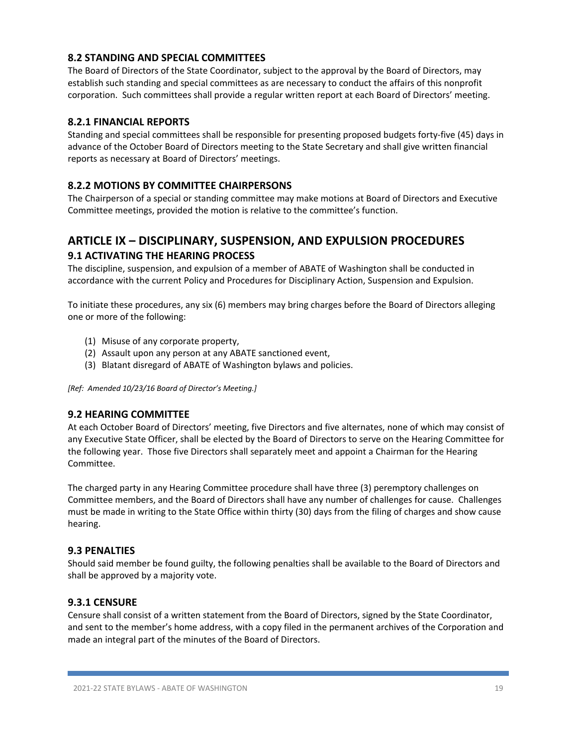### 8.2 STANDING AND SPECIAL COMMITTEES

The Board of Directors of the State Coordinator, subject to the approval by the Board of Directors, may establish such standing and special committees as are necessary to conduct the affairs of this nonprofit corporation. Such committees shall provide a regular written report at each Board of Directors' meeting.

### 8.2.1 FINANCIAL REPORTS

Standing and special committees shall be responsible for presenting proposed budgets forty-five (45) days in advance of the October Board of Directors meeting to the State Secretary and shall give written financial reports as necessary at Board of Directors' meetings.

### 8.2.2 MOTIONS BY COMMITTEE CHAIRPERSONS

The Chairperson of a special or standing committee may make motions at Board of Directors and Executive Committee meetings, provided the motion is relative to the committee's function.

## ARTICLE IX – DISCIPLINARY, SUSPENSION, AND EXPULSION PROCEDURES

### 9.1 ACTIVATING THE HEARING PROCESS

The discipline, suspension, and expulsion of a member of ABATE of Washington shall be conducted in accordance with the current Policy and Procedures for Disciplinary Action, Suspension and Expulsion.

To initiate these procedures, any six (6) members may bring charges before the Board of Directors alleging one or more of the following:

(1) Misuse of any corporate property,
(2) Assault upon any person at any ABATE sanctioned event,
(3) Blatant disregard of ABATE of Washington bylaws and policies.

*[Ref: Amended 10/23/16 Board of Director's Meeting.]*

### 9.2 HEARING COMMITTEE

At each October Board of Directors' meeting, five Directors and five alternates, none of which may consist of any Executive State Officer, shall be elected by the Board of Directors to serve on the Hearing Committee for the following year. Those five Directors shall separately meet and appoint a Chairman for the Hearing Committee.

The charged party in any Hearing Committee procedure shall have three (3) peremptory challenges on Committee members, and the Board of Directors shall have any number of challenges for cause. Challenges must be made in writing to the State Office within thirty (30) days from the filing of charges and show cause hearing.

### 9.3 PENALTIES

Should said member be found guilty, the following penalties shall be available to the Board of Directors and shall be approved by a majority vote.

### 9.3.1 CENSURE

Censure shall consist of a written statement from the Board of Directors, signed by the State Coordinator, and sent to the member's home address, with a copy filed in the permanent archives of the Corporation and made an integral part of the minutes of the Board of Directors.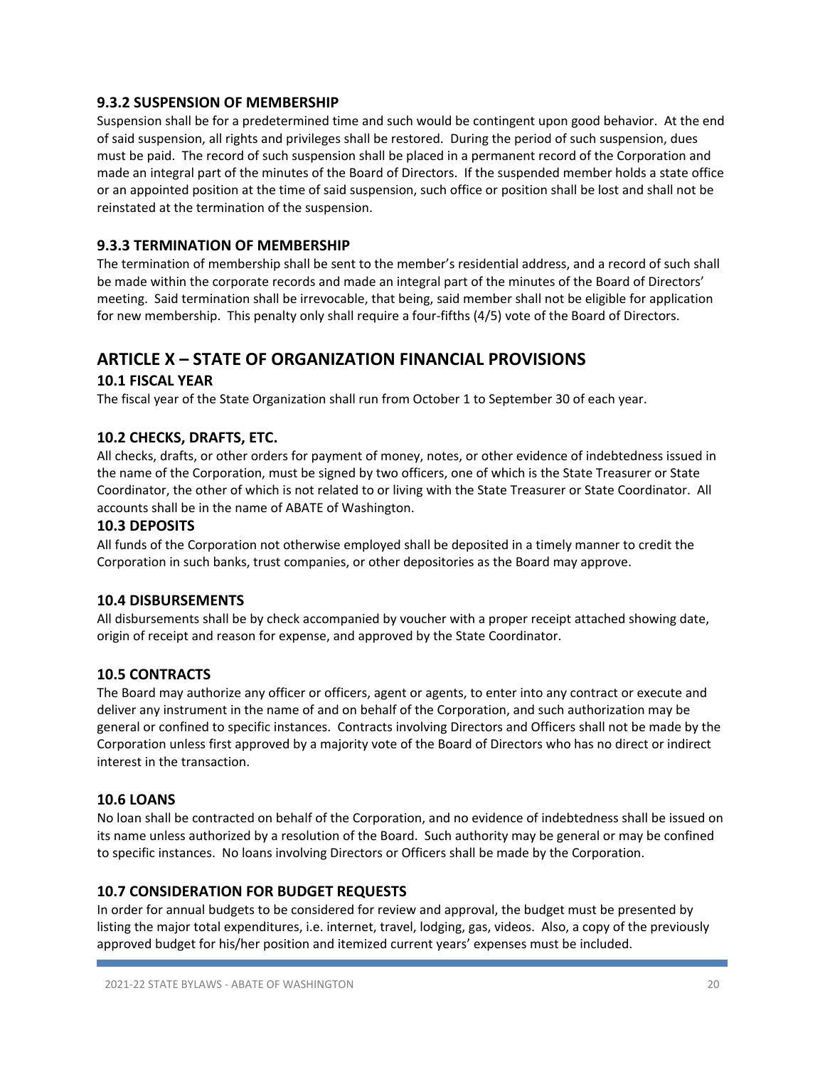### 9.3.2 SUSPENSION OF MEMBERSHIP

Suspension shall be for a predetermined time and such would be contingent upon good behavior. At the end of said suspension, all rights and privileges shall be restored. During the period of such suspension, dues must be paid. The record of such suspension shall be placed in a permanent record of the Corporation and made an integral part of the minutes of the Board of Directors. If the suspended member holds a state office or an appointed position at the time of said suspension, such office or position shall be lost and shall not be reinstated at the termination of the suspension.

### 9.3.3 TERMINATION OF MEMBERSHIP

The termination of membership shall be sent to the member's residential address, and a record of such shall be made within the corporate records and made an integral part of the minutes of the Board of Directors' meeting. Said termination shall be irrevocable, that being, said member shall not be eligible for application for new membership. This penalty only shall require a four-fifths (4/5) vote of the Board of Directors.

## ARTICLE X – STATE OF ORGANIZATION FINANCIAL PROVISIONS

### 10.1 FISCAL YEAR

The fiscal year of the State Organization shall run from October 1 to September 30 of each year.

### 10.2 CHECKS, DRAFTS, ETC.

All checks, drafts, or other orders for payment of money, notes, or other evidence of indebtedness issued in the name of the Corporation, must be signed by two officers, one of which is the State Treasurer or State Coordinator, the other of which is not related to or living with the State Treasurer or State Coordinator. All accounts shall be in the name of ABATE of Washington.

### 10.3 DEPOSITS

All funds of the Corporation not otherwise employed shall be deposited in a timely manner to credit the Corporation in such banks, trust companies, or other depositories as the Board may approve.

### 10.4 DISBURSEMENTS

All disbursements shall be by check accompanied by voucher with a proper receipt attached showing date, origin of receipt and reason for expense, and approved by the State Coordinator.

### 10.5 CONTRACTS

The Board may authorize any officer or officers, agent or agents, to enter into any contract or execute and deliver any instrument in the name of and on behalf of the Corporation, and such authorization may be general or confined to specific instances. Contracts involving Directors and Officers shall not be made by the Corporation unless first approved by a majority vote of the Board of Directors who has no direct or indirect interest in the transaction.

### 10.6 LOANS

No loan shall be contracted on behalf of the Corporation, and no evidence of indebtedness shall be issued on its name unless authorized by a resolution of the Board. Such authority may be general or may be confined to specific instances. No loans involving Directors or Officers shall be made by the Corporation.

### 10.7 CONSIDERATION FOR BUDGET REQUESTS

In order for annual budgets to be considered for review and approval, the budget must be presented by listing the major total expenditures, i.e. internet, travel, lodging, gas, videos. Also, a copy of the previously approved budget for his/her position and itemized current years' expenses must be included.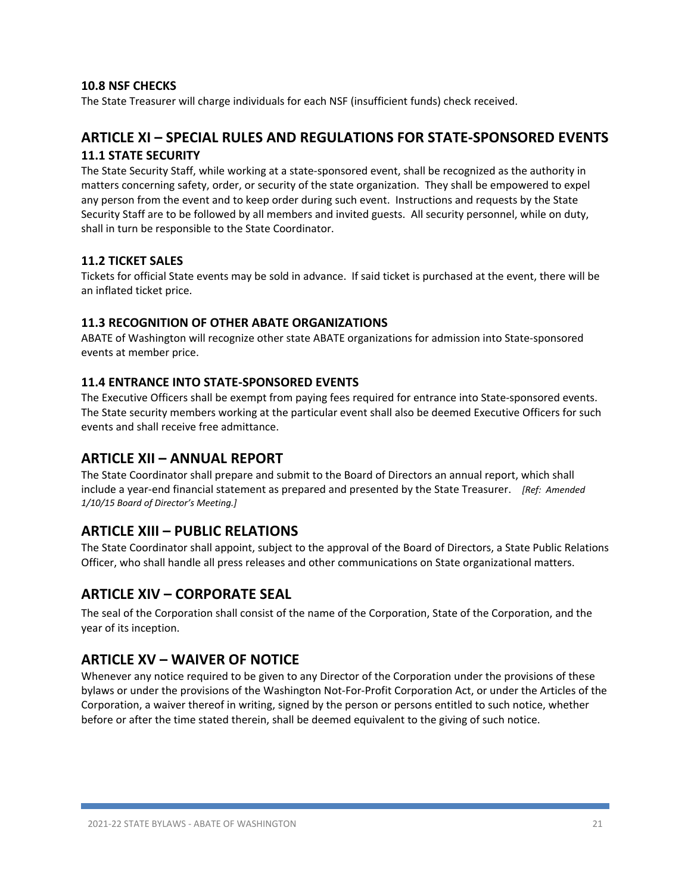### 10.8 NSF CHECKS

The State Treasurer will charge individuals for each NSF (insufficient funds) check received.

## ARTICLE XI – SPECIAL RULES AND REGULATIONS FOR STATE-SPONSORED EVENTS

### 11.1 STATE SECURITY

The State Security Staff, while working at a state-sponsored event, shall be recognized as the authority in matters concerning safety, order, or security of the state organization. They shall be empowered to expel any person from the event and to keep order during such event. Instructions and requests by the State Security Staff are to be followed by all members and invited guests. All security personnel, while on duty, shall in turn be responsible to the State Coordinator.

### 11.2 TICKET SALES

Tickets for official State events may be sold in advance. If said ticket is purchased at the event, there will be an inflated ticket price.

### 11.3 RECOGNITION OF OTHER ABATE ORGANIZATIONS

ABATE of Washington will recognize other state ABATE organizations for admission into State-sponsored events at member price.

### 11.4 ENTRANCE INTO STATE-SPONSORED EVENTS

The Executive Officers shall be exempt from paying fees required for entrance into State-sponsored events. The State security members working at the particular event shall also be deemed Executive Officers for such events and shall receive free admittance.

## ARTICLE XII – ANNUAL REPORT

The State Coordinator shall prepare and submit to the Board of Directors an annual report, which shall include a year-end financial statement as prepared and presented by the State Treasurer. *[Ref: Amended 1/10/15 Board of Director's Meeting.]*

## ARTICLE XIII – PUBLIC RELATIONS

The State Coordinator shall appoint, subject to the approval of the Board of Directors, a State Public Relations Officer, who shall handle all press releases and other communications on State organizational matters.

## ARTICLE XIV – CORPORATE SEAL

The seal of the Corporation shall consist of the name of the Corporation, State of the Corporation, and the year of its inception.

## ARTICLE XV – WAIVER OF NOTICE

Whenever any notice required to be given to any Director of the Corporation under the provisions of these bylaws or under the provisions of the Washington Not-For-Profit Corporation Act, or under the Articles of the Corporation, a waiver thereof in writing, signed by the person or persons entitled to such notice, whether before or after the time stated therein, shall be deemed equivalent to the giving of such notice.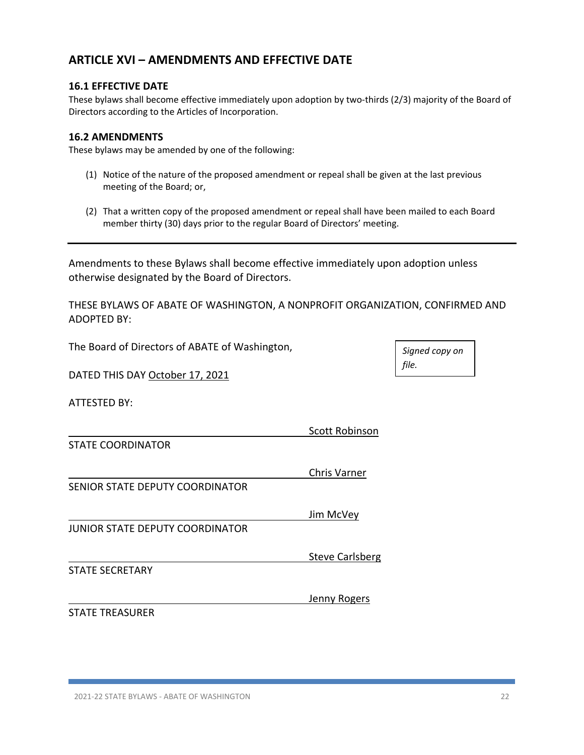## ARTICLE XVI – AMENDMENTS AND EFFECTIVE DATE

### 16.1 EFFECTIVE DATE

These bylaws shall become effective immediately upon adoption by two-thirds (2/3) majority of the Board of Directors according to the Articles of Incorporation.

### 16.2 AMENDMENTS

These bylaws may be amended by one of the following:

(1) Notice of the nature of the proposed amendment or repeal shall be given at the last previous meeting of the Board; or,

(2) That a written copy of the proposed amendment or repeal shall have been mailed to each Board member thirty (30) days prior to the regular Board of Directors' meeting.

---

Amendments to these Bylaws shall become effective immediately upon adoption unless otherwise designated by the Board of Directors.

THESE BYLAWS OF ABATE OF WASHINGTON, A NONPROFIT ORGANIZATION, CONFIRMED AND ADOPTED BY:

The Board of Directors of ABATE of Washington,

*Signed copy on file.*

DATED THIS DAY October 17, 2021

ATTESTED BY:

Scott Robinson
STATE COORDINATOR

Chris Varner
SENIOR STATE DEPUTY COORDINATOR

Jim McVey
JUNIOR STATE DEPUTY COORDINATOR

Steve Carlsberg
STATE SECRETARY

Jenny Rogers
STATE TREASURER